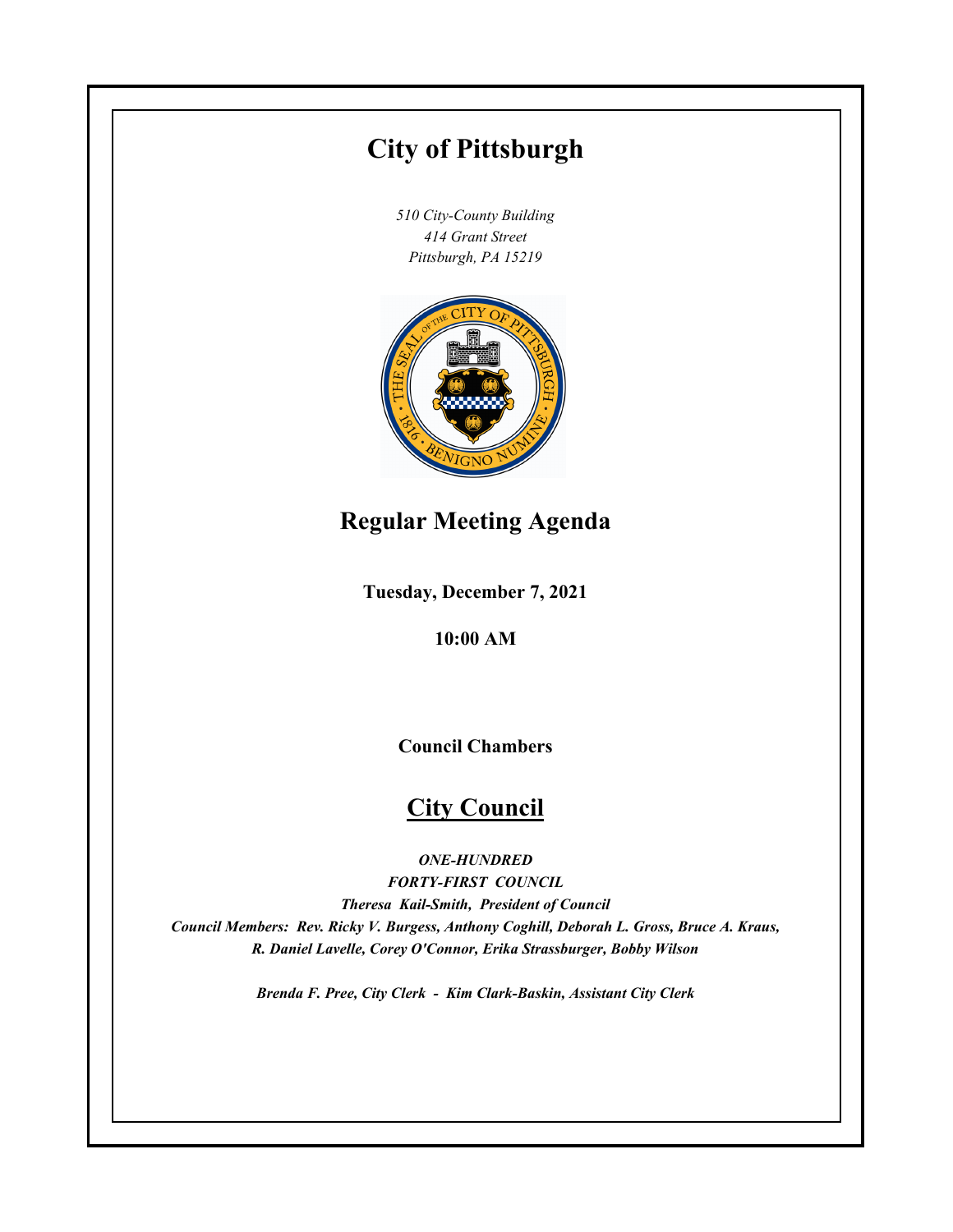# City of Pittsburgh

*510 City-County Building*
*414 Grant Street*
*Pittsburgh, PA 15219*

## Regular Meeting Agenda

**Tuesday, December 7, 2021**

**10:00 AM**

**Council Chambers**

## City Council

***ONE-HUNDRED***
***FORTY-FIRST COUNCIL***
***Theresa Kail-Smith, President of Council***
***Council Members: Rev. Ricky V. Burgess, Anthony Coghill, Deborah L. Gross, Bruce A. Kraus, R. Daniel Lavelle, Corey O'Connor, Erika Strassburger, Bobby Wilson***

***Brenda F. Pree, City Clerk - Kim Clark-Baskin, Assistant City Clerk***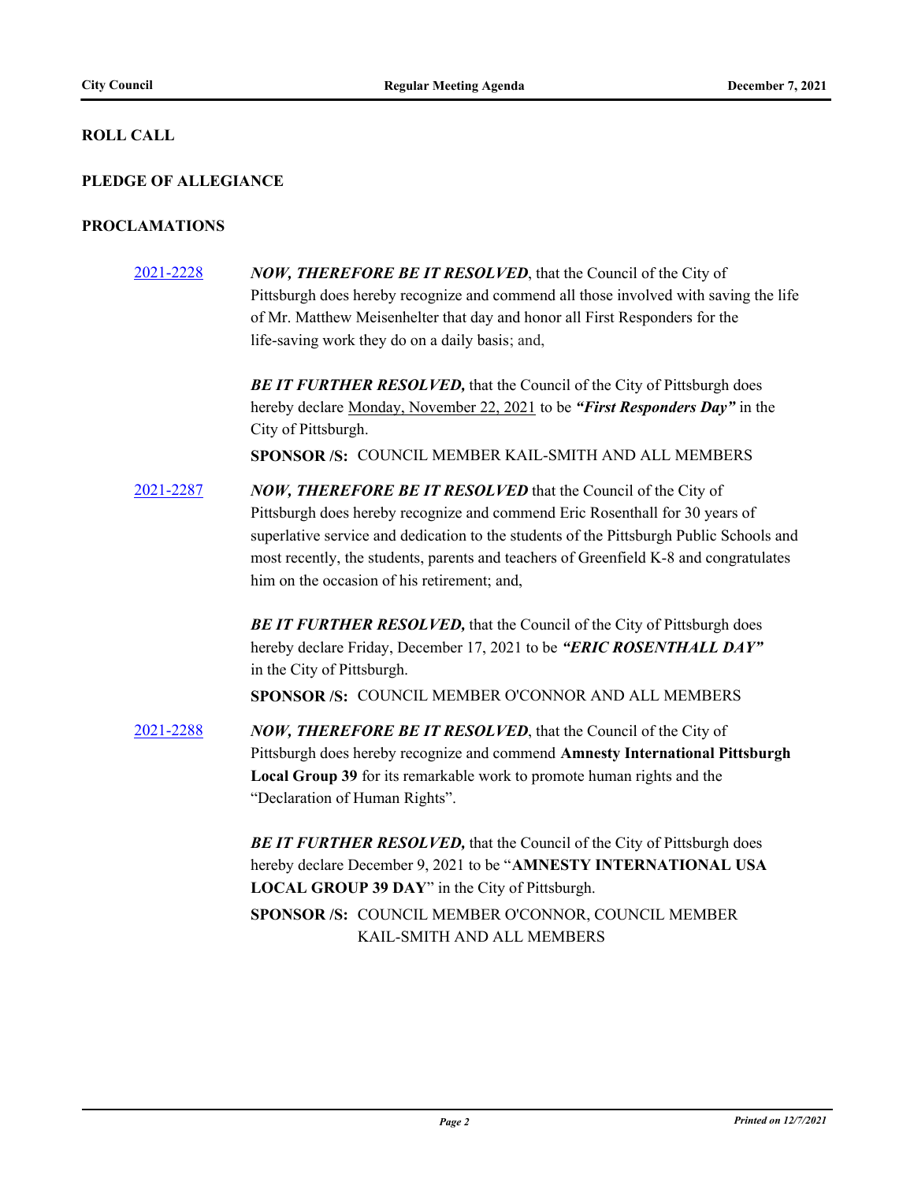**ROLL CALL**

**PLEDGE OF ALLEGIANCE**

**PROCLAMATIONS**

[2021-2228](2021-2228) ***NOW, THEREFORE BE IT RESOLVED***, that the Council of the City of Pittsburgh does hereby recognize and commend all those involved with saving the life of Mr. Matthew Meisenhelter that day and honor all First Responders for the life-saving work they do on a daily basis; and,

***BE IT FURTHER RESOLVED,*** that the Council of the City of Pittsburgh does hereby declare Monday, November 22, 2021 to be ***"First Responders Day"*** in the City of Pittsburgh.

**SPONSOR /S:** COUNCIL MEMBER KAIL-SMITH AND ALL MEMBERS

[2021-2287](2021-2287) ***NOW, THEREFORE BE IT RESOLVED*** that the Council of the City of Pittsburgh does hereby recognize and commend Eric Rosenthall for 30 years of superlative service and dedication to the students of the Pittsburgh Public Schools and most recently, the students, parents and teachers of Greenfield K-8 and congratulates him on the occasion of his retirement; and,

***BE IT FURTHER RESOLVED,*** that the Council of the City of Pittsburgh does hereby declare Friday, December 17, 2021 to be ***"ERIC ROSENTHALL DAY"*** in the City of Pittsburgh.

**SPONSOR /S:** COUNCIL MEMBER O'CONNOR AND ALL MEMBERS

[2021-2288](2021-2288) ***NOW, THEREFORE BE IT RESOLVED***, that the Council of the City of Pittsburgh does hereby recognize and commend **Amnesty International Pittsburgh Local Group 39** for its remarkable work to promote human rights and the "Declaration of Human Rights".

***BE IT FURTHER RESOLVED,*** that the Council of the City of Pittsburgh does hereby declare December 9, 2021 to be "**AMNESTY INTERNATIONAL USA LOCAL GROUP 39 DAY**" in the City of Pittsburgh.

**SPONSOR /S:** COUNCIL MEMBER O'CONNOR, COUNCIL MEMBER KAIL-SMITH AND ALL MEMBERS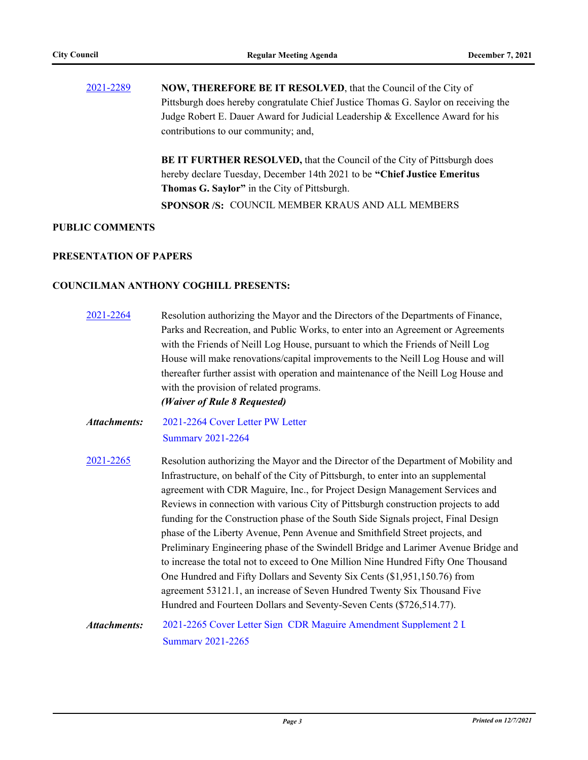2021-2289 **NOW, THEREFORE BE IT RESOLVED**, that the Council of the City of Pittsburgh does hereby congratulate Chief Justice Thomas G. Saylor on receiving the Judge Robert E. Dauer Award for Judicial Leadership & Excellence Award for his contributions to our community; and,

**BE IT FURTHER RESOLVED,** that the Council of the City of Pittsburgh does hereby declare Tuesday, December 14th 2021 to be **"Chief Justice Emeritus Thomas G. Saylor"** in the City of Pittsburgh.

**SPONSOR /S:** COUNCIL MEMBER KRAUS AND ALL MEMBERS

## PUBLIC COMMENTS

## PRESENTATION OF PAPERS

## COUNCILMAN ANTHONY COGHILL PRESENTS:

2021-2264 Resolution authorizing the Mayor and the Directors of the Departments of Finance, Parks and Recreation, and Public Works, to enter into an Agreement or Agreements with the Friends of Neill Log House, pursuant to which the Friends of Neill Log House will make renovations/capital improvements to the Neill Log House and will thereafter further assist with operation and maintenance of the Neill Log House and with the provision of related programs.
***(Waiver of Rule 8 Requested)***

***Attachments:*** 2021-2264 Cover Letter PW Letter
Summary 2021-2264

2021-2265 Resolution authorizing the Mayor and the Director of the Department of Mobility and Infrastructure, on behalf of the City of Pittsburgh, to enter into an supplemental agreement with CDR Maguire, Inc., for Project Design Management Services and Reviews in connection with various City of Pittsburgh construction projects to add funding for the Construction phase of the South Side Signals project, Final Design phase of the Liberty Avenue, Penn Avenue and Smithfield Street projects, and Preliminary Engineering phase of the Swindell Bridge and Larimer Avenue Bridge and to increase the total not to exceed to One Million Nine Hundred Fifty One Thousand One Hundred and Fifty Dollars and Seventy Six Cents ($1,951,150.76) from agreement 53121.1, an increase of Seven Hundred Twenty Six Thousand Five Hundred and Fourteen Dollars and Seventy-Seven Cents ($726,514.77).

***Attachments:*** 2021-2265 Cover Letter Sign CDR Maguire Amendment Supplement 2 L
Summary 2021-2265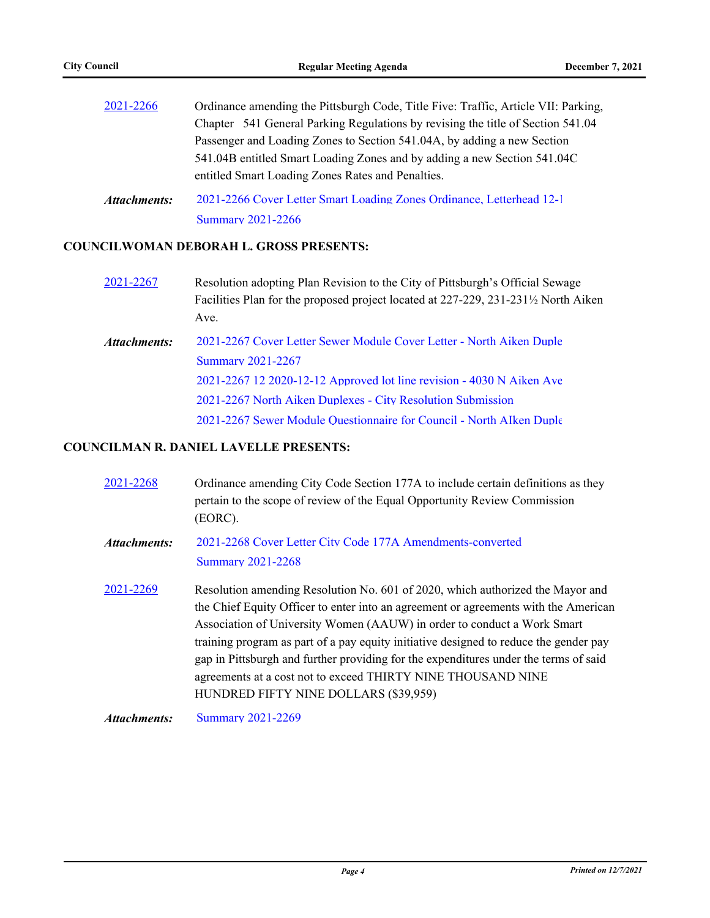2021-2266 Ordinance amending the Pittsburgh Code, Title Five: Traffic, Article VII: Parking, Chapter 541 General Parking Regulations by revising the title of Section 541.04 Passenger and Loading Zones to Section 541.04A, by adding a new Section 541.04B entitled Smart Loading Zones and by adding a new Section 541.04C entitled Smart Loading Zones Rates and Penalties.

***Attachments:*** 2021-2266 Cover Letter Smart Loading Zones Ordinance, Letterhead 12-1
Summary 2021-2266

**COUNCILWOMAN DEBORAH L. GROSS PRESENTS:**

2021-2267 Resolution adopting Plan Revision to the City of Pittsburgh's Official Sewage Facilities Plan for the proposed project located at 227-229, 231-231½ North Aiken Ave.

***Attachments:*** 2021-2267 Cover Letter Sewer Module Cover Letter - North Aiken Duple
Summary 2021-2267
2021-2267 12 2020-12-12 Approved lot line revision - 4030 N Aiken Ave
2021-2267 North Aiken Duplexes - City Resolution Submission
2021-2267 Sewer Module Questionnaire for Council - North AIken Duple

**COUNCILMAN R. DANIEL LAVELLE PRESENTS:**

2021-2268 Ordinance amending City Code Section 177A to include certain definitions as they pertain to the scope of review of the Equal Opportunity Review Commission (EORC).

***Attachments:*** 2021-2268 Cover Letter City Code 177A Amendments-converted
Summary 2021-2268

2021-2269 Resolution amending Resolution No. 601 of 2020, which authorized the Mayor and the Chief Equity Officer to enter into an agreement or agreements with the American Association of University Women (AAUW) in order to conduct a Work Smart training program as part of a pay equity initiative designed to reduce the gender pay gap in Pittsburgh and further providing for the expenditures under the terms of said agreements at a cost not to exceed THIRTY NINE THOUSAND NINE HUNDRED FIFTY NINE DOLLARS ($39,959)

***Attachments:*** Summary 2021-2269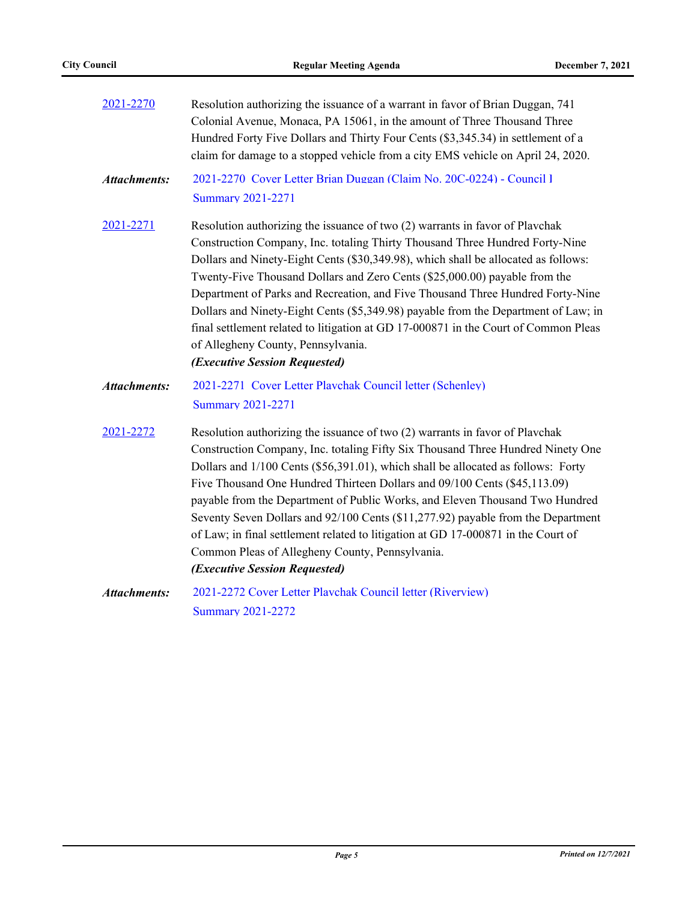[2021-2270](#)

Resolution authorizing the issuance of a warrant in favor of Brian Duggan, 741 Colonial Avenue, Monaca, PA 15061, in the amount of Three Thousand Three Hundred Forty Five Dollars and Thirty Four Cents ($3,345.34) in settlement of a claim for damage to a stopped vehicle from a city EMS vehicle on April 24, 2020.

***Attachments:*** [2021-2270 Cover Letter Brian Duggan (Claim No. 20C-0224) - Council I](#)
[Summary 2021-2271](#)

[2021-2271](#)

Resolution authorizing the issuance of two (2) warrants in favor of Plavchak Construction Company, Inc. totaling Thirty Thousand Three Hundred Forty-Nine Dollars and Ninety-Eight Cents ($30,349.98), which shall be allocated as follows: Twenty-Five Thousand Dollars and Zero Cents ($25,000.00) payable from the Department of Parks and Recreation, and Five Thousand Three Hundred Forty-Nine Dollars and Ninety-Eight Cents ($5,349.98) payable from the Department of Law; in final settlement related to litigation at GD 17-000871 in the Court of Common Pleas of Allegheny County, Pennsylvania.
***(Executive Session Requested)***

***Attachments:*** [2021-2271 Cover Letter Plavchak Council letter (Schenley)](#)
[Summary 2021-2271](#)

[2021-2272](#)

Resolution authorizing the issuance of two (2) warrants in favor of Plavchak Construction Company, Inc. totaling Fifty Six Thousand Three Hundred Ninety One Dollars and 1/100 Cents ($56,391.01), which shall be allocated as follows: Forty Five Thousand One Hundred Thirteen Dollars and 09/100 Cents ($45,113.09) payable from the Department of Public Works, and Eleven Thousand Two Hundred Seventy Seven Dollars and 92/100 Cents ($11,277.92) payable from the Department of Law; in final settlement related to litigation at GD 17-000871 in the Court of Common Pleas of Allegheny County, Pennsylvania.
***(Executive Session Requested)***

***Attachments:*** [2021-2272 Cover Letter Plavchak Council letter (Riverview)](#)
[Summary 2021-2272](#)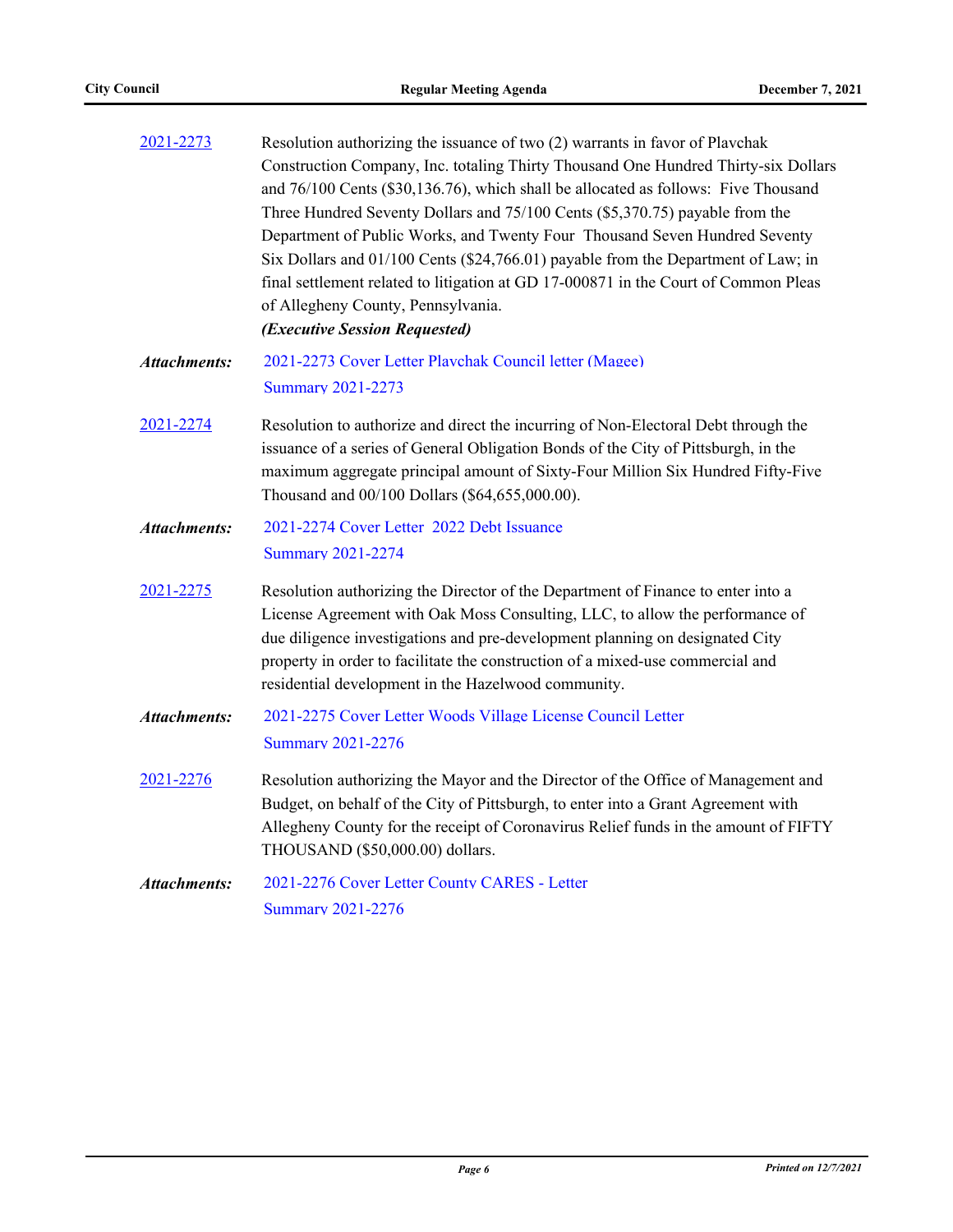2021-2273 Resolution authorizing the issuance of two (2) warrants in favor of Plavchak Construction Company, Inc. totaling Thirty Thousand One Hundred Thirty-six Dollars and 76/100 Cents ($30,136.76), which shall be allocated as follows: Five Thousand Three Hundred Seventy Dollars and 75/100 Cents ($5,370.75) payable from the Department of Public Works, and Twenty Four Thousand Seven Hundred Seventy Six Dollars and 01/100 Cents ($24,766.01) payable from the Department of Law; in final settlement related to litigation at GD 17-000871 in the Court of Common Pleas of Allegheny County, Pennsylvania.
***(Executive Session Requested)***

***Attachments:*** 2021-2273 Cover Letter Plavchak Council letter (Magee)
Summary 2021-2273

2021-2274 Resolution to authorize and direct the incurring of Non-Electoral Debt through the issuance of a series of General Obligation Bonds of the City of Pittsburgh, in the maximum aggregate principal amount of Sixty-Four Million Six Hundred Fifty-Five Thousand and 00/100 Dollars ($64,655,000.00).

***Attachments:*** 2021-2274 Cover Letter 2022 Debt Issuance
Summary 2021-2274

2021-2275 Resolution authorizing the Director of the Department of Finance to enter into a License Agreement with Oak Moss Consulting, LLC, to allow the performance of due diligence investigations and pre-development planning on designated City property in order to facilitate the construction of a mixed-use commercial and residential development in the Hazelwood community.

***Attachments:*** 2021-2275 Cover Letter Woods Village License Council Letter
Summary 2021-2276

2021-2276 Resolution authorizing the Mayor and the Director of the Office of Management and Budget, on behalf of the City of Pittsburgh, to enter into a Grant Agreement with Allegheny County for the receipt of Coronavirus Relief funds in the amount of FIFTY THOUSAND ($50,000.00) dollars.

***Attachments:*** 2021-2276 Cover Letter County CARES - Letter
Summary 2021-2276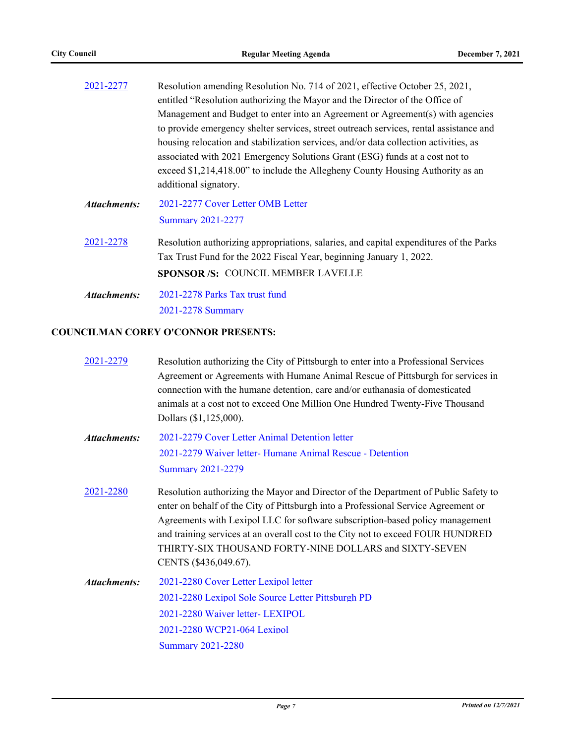2021-2277 Resolution amending Resolution No. 714 of 2021, effective October 25, 2021, entitled "Resolution authorizing the Mayor and the Director of the Office of Management and Budget to enter into an Agreement or Agreement(s) with agencies to provide emergency shelter services, street outreach services, rental assistance and housing relocation and stabilization services, and/or data collection activities, as associated with 2021 Emergency Solutions Grant (ESG) funds at a cost not to exceed $1,214,418.00" to include the Allegheny County Housing Authority as an additional signatory.

*Attachments:* 2021-2277 Cover Letter OMB Letter
Summary 2021-2277

2021-2278 Resolution authorizing appropriations, salaries, and capital expenditures of the Parks Tax Trust Fund for the 2022 Fiscal Year, beginning January 1, 2022.

**SPONSOR /S:** COUNCIL MEMBER LAVELLE

*Attachments:* 2021-2278 Parks Tax trust fund
2021-2278 Summary

**COUNCILMAN COREY O'CONNOR PRESENTS:**

2021-2279 Resolution authorizing the City of Pittsburgh to enter into a Professional Services Agreement or Agreements with Humane Animal Rescue of Pittsburgh for services in connection with the humane detention, care and/or euthanasia of domesticated animals at a cost not to exceed One Million One Hundred Twenty-Five Thousand Dollars ($1,125,000).

*Attachments:* 2021-2279 Cover Letter Animal Detention letter
2021-2279 Waiver letter- Humane Animal Rescue - Detention
Summary 2021-2279

2021-2280 Resolution authorizing the Mayor and Director of the Department of Public Safety to enter on behalf of the City of Pittsburgh into a Professional Service Agreement or Agreements with Lexipol LLC for software subscription-based policy management and training services at an overall cost to the City not to exceed FOUR HUNDRED THIRTY-SIX THOUSAND FORTY-NINE DOLLARS and SIXTY-SEVEN CENTS ($436,049.67).

*Attachments:* 2021-2280 Cover Letter Lexipol letter
2021-2280 Lexipol Sole Source Letter Pittsburgh PD
2021-2280 Waiver letter- LEXIPOL
2021-2280 WCP21-064 Lexipol
Summary 2021-2280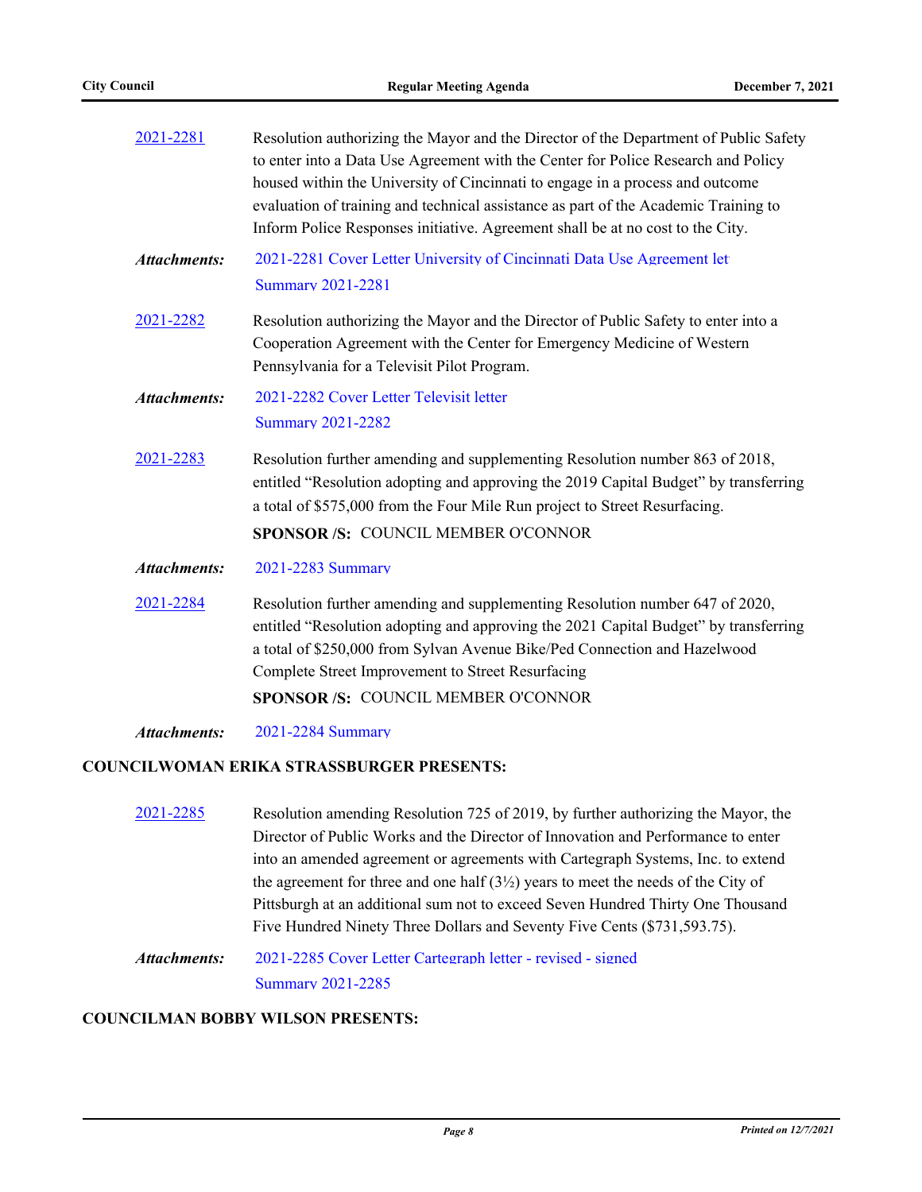2021-2281 Resolution authorizing the Mayor and the Director of the Department of Public Safety to enter into a Data Use Agreement with the Center for Police Research and Policy housed within the University of Cincinnati to engage in a process and outcome evaluation of training and technical assistance as part of the Academic Training to Inform Police Responses initiative. Agreement shall be at no cost to the City.

***Attachments:*** 2021-2281 Cover Letter University of Cincinnati Data Use Agreement let
Summary 2021-2281

2021-2282 Resolution authorizing the Mayor and the Director of Public Safety to enter into a Cooperation Agreement with the Center for Emergency Medicine of Western Pennsylvania for a Televisit Pilot Program.

***Attachments:*** 2021-2282 Cover Letter Televisit letter
Summary 2021-2282

2021-2283 Resolution further amending and supplementing Resolution number 863 of 2018, entitled "Resolution adopting and approving the 2019 Capital Budget" by transferring a total of $575,000 from the Four Mile Run project to Street Resurfacing.

**SPONSOR /S:** COUNCIL MEMBER O'CONNOR

***Attachments:*** 2021-2283 Summary

2021-2284 Resolution further amending and supplementing Resolution number 647 of 2020, entitled "Resolution adopting and approving the 2021 Capital Budget" by transferring a total of $250,000 from Sylvan Avenue Bike/Ped Connection and Hazelwood Complete Street Improvement to Street Resurfacing

**SPONSOR /S:** COUNCIL MEMBER O'CONNOR

***Attachments:*** 2021-2284 Summary

**COUNCILWOMAN ERIKA STRASSBURGER PRESENTS:**

2021-2285 Resolution amending Resolution 725 of 2019, by further authorizing the Mayor, the Director of Public Works and the Director of Innovation and Performance to enter into an amended agreement or agreements with Cartegraph Systems, Inc. to extend the agreement for three and one half (3½) years to meet the needs of the City of Pittsburgh at an additional sum not to exceed Seven Hundred Thirty One Thousand Five Hundred Ninety Three Dollars and Seventy Five Cents ($731,593.75).

***Attachments:*** 2021-2285 Cover Letter Cartegraph letter - revised - signed
Summary 2021-2285

**COUNCILMAN BOBBY WILSON PRESENTS:**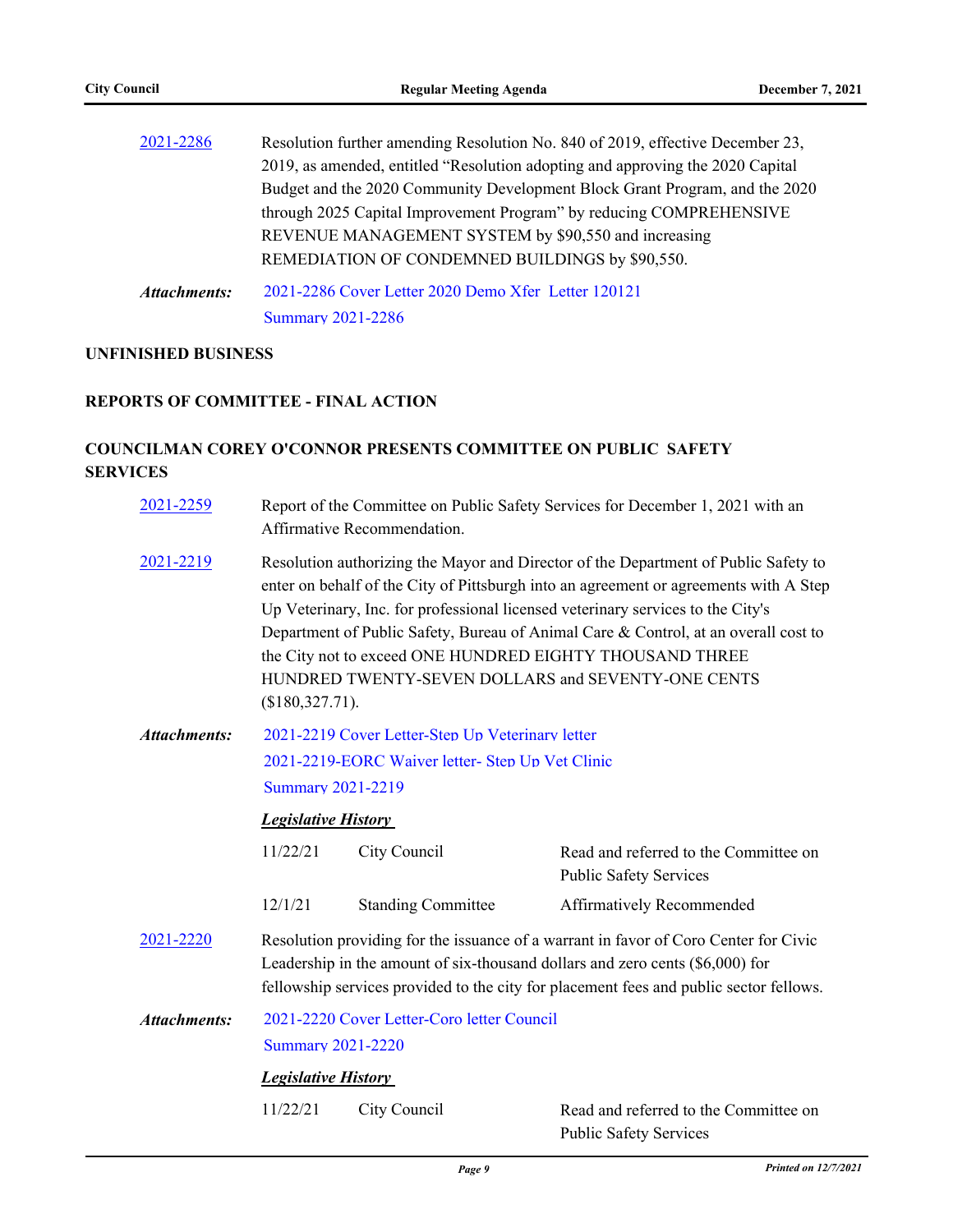[2021-2286](#) Resolution further amending Resolution No. 840 of 2019, effective December 23, 2019, as amended, entitled "Resolution adopting and approving the 2020 Capital Budget and the 2020 Community Development Block Grant Program, and the 2020 through 2025 Capital Improvement Program" by reducing COMPREHENSIVE REVENUE MANAGEMENT SYSTEM by $90,550 and increasing REMEDIATION OF CONDEMNED BUILDINGS by $90,550.

***Attachments:*** 2021-2286 Cover Letter 2020 Demo Xfer Letter 120121
Summary 2021-2286

**UNFINISHED BUSINESS**

**REPORTS OF COMMITTEE - FINAL ACTION**

**COUNCILMAN COREY O'CONNOR PRESENTS COMMITTEE ON PUBLIC SAFETY SERVICES**

[2021-2259](#) Report of the Committee on Public Safety Services for December 1, 2021 with an Affirmative Recommendation.

[2021-2219](#) Resolution authorizing the Mayor and Director of the Department of Public Safety to enter on behalf of the City of Pittsburgh into an agreement or agreements with A Step Up Veterinary, Inc. for professional licensed veterinary services to the City's Department of Public Safety, Bureau of Animal Care & Control, at an overall cost to the City not to exceed ONE HUNDRED EIGHTY THOUSAND THREE HUNDRED TWENTY-SEVEN DOLLARS and SEVENTY-ONE CENTS ($180,327.71).

***Attachments:*** 2021-2219 Cover Letter-Step Up Veterinary letter
2021-2219-EORC Waiver letter- Step Up Vet Clinic
Summary 2021-2219

***Legislative History***

| | | |
|---|---|---|
| 11/22/21 | City Council | Read and referred to the Committee on Public Safety Services |
| 12/1/21 | Standing Committee | Affirmatively Recommended |

[2021-2220](#) Resolution providing for the issuance of a warrant in favor of Coro Center for Civic Leadership in the amount of six-thousand dollars and zero cents ($6,000) for fellowship services provided to the city for placement fees and public sector fellows.

***Attachments:*** 2021-2220 Cover Letter-Coro letter Council
Summary 2021-2220

***Legislative History***

| | | |
|---|---|---|
| 11/22/21 | City Council | Read and referred to the Committee on Public Safety Services |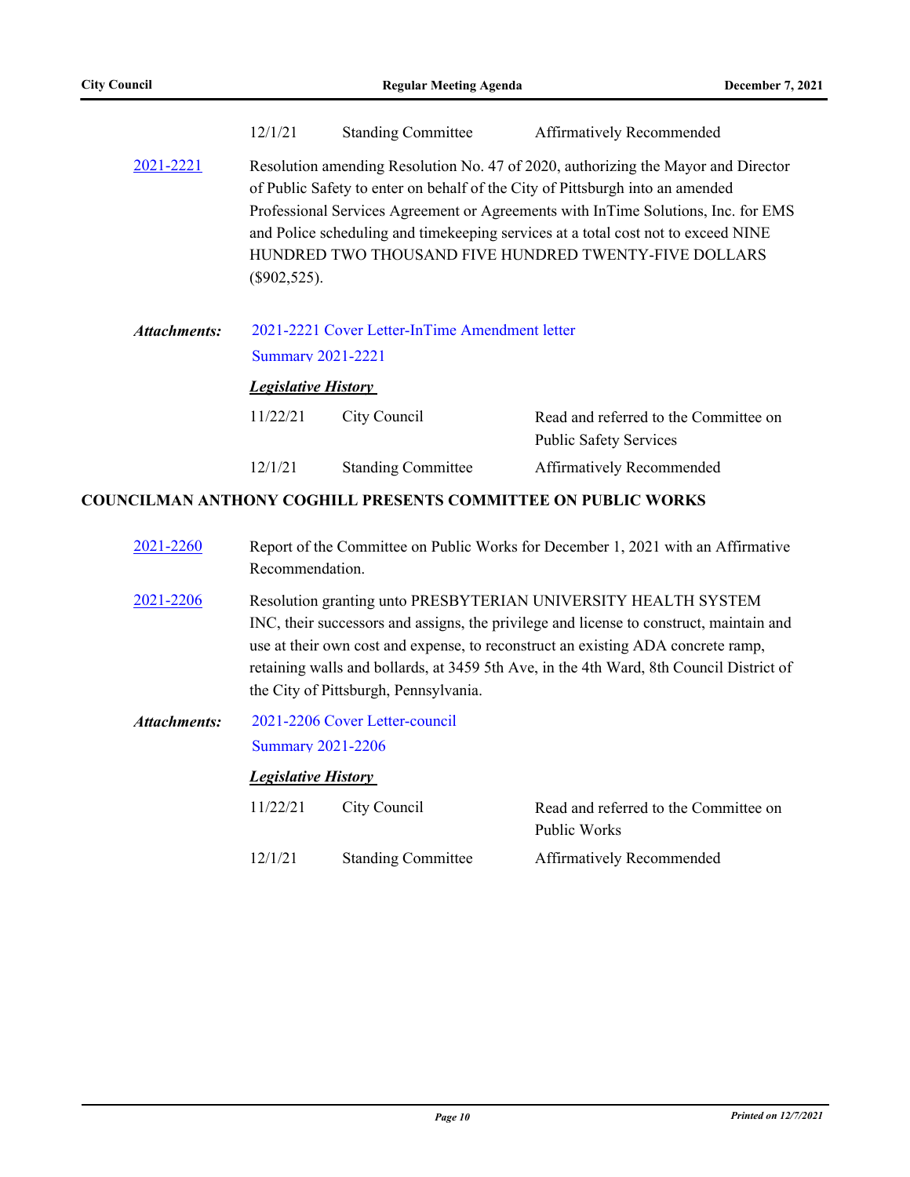| | | |
|---|---|---|
| 12/1/21 | Standing Committee | Affirmatively Recommended |

[2021-2221](#) Resolution amending Resolution No. 47 of 2020, authorizing the Mayor and Director of Public Safety to enter on behalf of the City of Pittsburgh into an amended Professional Services Agreement or Agreements with InTime Solutions, Inc. for EMS and Police scheduling and timekeeping services at a total cost not to exceed NINE HUNDRED TWO THOUSAND FIVE HUNDRED TWENTY-FIVE DOLLARS ($902,525).

***Attachments:*** 2021-2221 Cover Letter-InTime Amendment letter
Summary 2021-2221

***Legislative History***

| | | |
|---|---|---|
| 11/22/21 | City Council | Read and referred to the Committee on Public Safety Services |
| 12/1/21 | Standing Committee | Affirmatively Recommended |

**COUNCILMAN ANTHONY COGHILL PRESENTS COMMITTEE ON PUBLIC WORKS**

[2021-2260](#) Report of the Committee on Public Works for December 1, 2021 with an Affirmative Recommendation.

[2021-2206](#) Resolution granting unto PRESBYTERIAN UNIVERSITY HEALTH SYSTEM INC, their successors and assigns, the privilege and license to construct, maintain and use at their own cost and expense, to reconstruct an existing ADA concrete ramp, retaining walls and bollards, at 3459 5th Ave, in the 4th Ward, 8th Council District of the City of Pittsburgh, Pennsylvania.

***Attachments:*** 2021-2206 Cover Letter-council
Summary 2021-2206

***Legislative History***

| | | |
|---|---|---|
| 11/22/21 | City Council | Read and referred to the Committee on Public Works |
| 12/1/21 | Standing Committee | Affirmatively Recommended |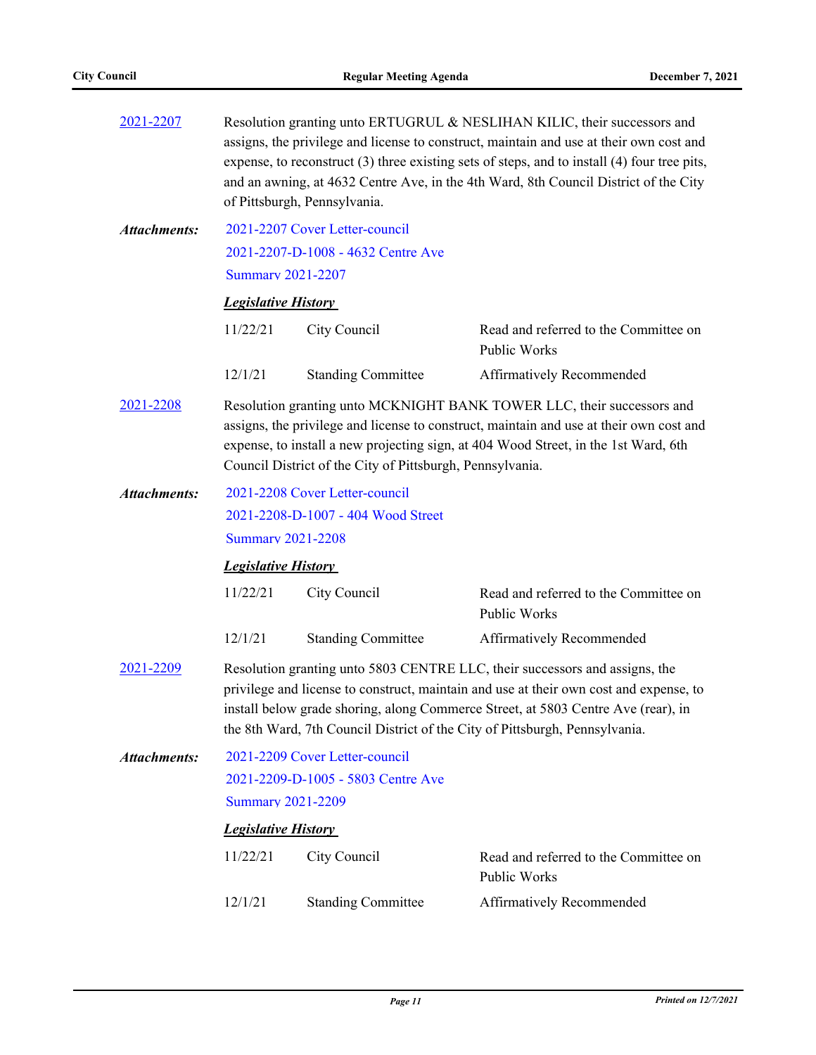2021-2207 Resolution granting unto ERTUGRUL & NESLIHAN KILIC, their successors and assigns, the privilege and license to construct, maintain and use at their own cost and expense, to reconstruct (3) three existing sets of steps, and to install (4) four tree pits, and an awning, at 4632 Centre Ave, in the 4th Ward, 8th Council District of the City of Pittsburgh, Pennsylvania.

***Attachments:*** 2021-2207 Cover Letter-council
2021-2207-D-1008 - 4632 Centre Ave
Summary 2021-2207

***Legislative History***

| | | |
|---|---|---|
| 11/22/21 | City Council | Read and referred to the Committee on Public Works |
| 12/1/21 | Standing Committee | Affirmatively Recommended |

2021-2208 Resolution granting unto MCKNIGHT BANK TOWER LLC, their successors and assigns, the privilege and license to construct, maintain and use at their own cost and expense, to install a new projecting sign, at 404 Wood Street, in the 1st Ward, 6th Council District of the City of Pittsburgh, Pennsylvania.

***Attachments:*** 2021-2208 Cover Letter-council
2021-2208-D-1007 - 404 Wood Street
Summary 2021-2208

***Legislative History***

| | | |
|---|---|---|
| 11/22/21 | City Council | Read and referred to the Committee on Public Works |
| 12/1/21 | Standing Committee | Affirmatively Recommended |

2021-2209 Resolution granting unto 5803 CENTRE LLC, their successors and assigns, the privilege and license to construct, maintain and use at their own cost and expense, to install below grade shoring, along Commerce Street, at 5803 Centre Ave (rear), in the 8th Ward, 7th Council District of the City of Pittsburgh, Pennsylvania.

***Attachments:*** 2021-2209 Cover Letter-council
2021-2209-D-1005 - 5803 Centre Ave
Summary 2021-2209

***Legislative History***

| | | |
|---|---|---|
| 11/22/21 | City Council | Read and referred to the Committee on Public Works |
| 12/1/21 | Standing Committee | Affirmatively Recommended |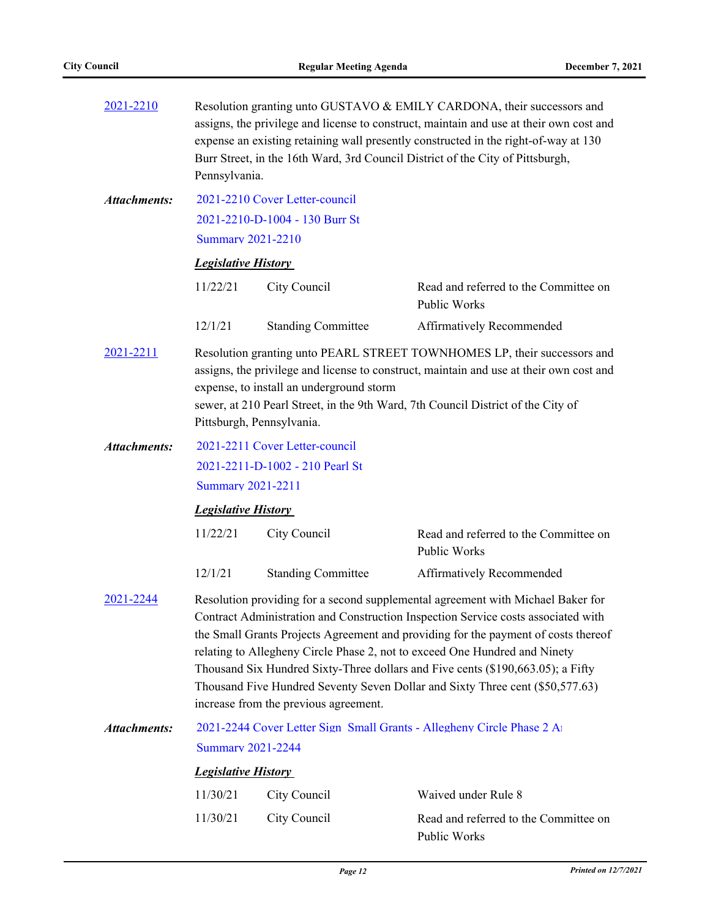**2021-2210** Resolution granting unto GUSTAVO & EMILY CARDONA, their successors and assigns, the privilege and license to construct, maintain and use at their own cost and expense an existing retaining wall presently constructed in the right-of-way at 130 Burr Street, in the 16th Ward, 3rd Council District of the City of Pittsburgh, Pennsylvania.

***Attachments:*** 2021-2210 Cover Letter-council
2021-2210-D-1004 - 130 Burr St
Summary 2021-2210

***Legislative History***

| | | |
|---|---|---|
| 11/22/21 | City Council | Read and referred to the Committee on Public Works |
| 12/1/21 | Standing Committee | Affirmatively Recommended |

**2021-2211** Resolution granting unto PEARL STREET TOWNHOMES LP, their successors and assigns, the privilege and license to construct, maintain and use at their own cost and expense, to install an underground storm
sewer, at 210 Pearl Street, in the 9th Ward, 7th Council District of the City of Pittsburgh, Pennsylvania.

***Attachments:*** 2021-2211 Cover Letter-council
2021-2211-D-1002 - 210 Pearl St
Summary 2021-2211

***Legislative History***

| | | |
|---|---|---|
| 11/22/21 | City Council | Read and referred to the Committee on Public Works |
| 12/1/21 | Standing Committee | Affirmatively Recommended |

**2021-2244** Resolution providing for a second supplemental agreement with Michael Baker for Contract Administration and Construction Inspection Service costs associated with the Small Grants Projects Agreement and providing for the payment of costs thereof relating to Allegheny Circle Phase 2, not to exceed One Hundred and Ninety Thousand Six Hundred Sixty-Three dollars and Five cents ($190,663.05); a Fifty Thousand Five Hundred Seventy Seven Dollar and Sixty Three cent ($50,577.63) increase from the previous agreement.

***Attachments:*** 2021-2244 Cover Letter Sign Small Grants - Allegheny Circle Phase 2 A
Summary 2021-2244

***Legislative History***

| | | |
|---|---|---|
| 11/30/21 | City Council | Waived under Rule 8 |
| 11/30/21 | City Council | Read and referred to the Committee on Public Works |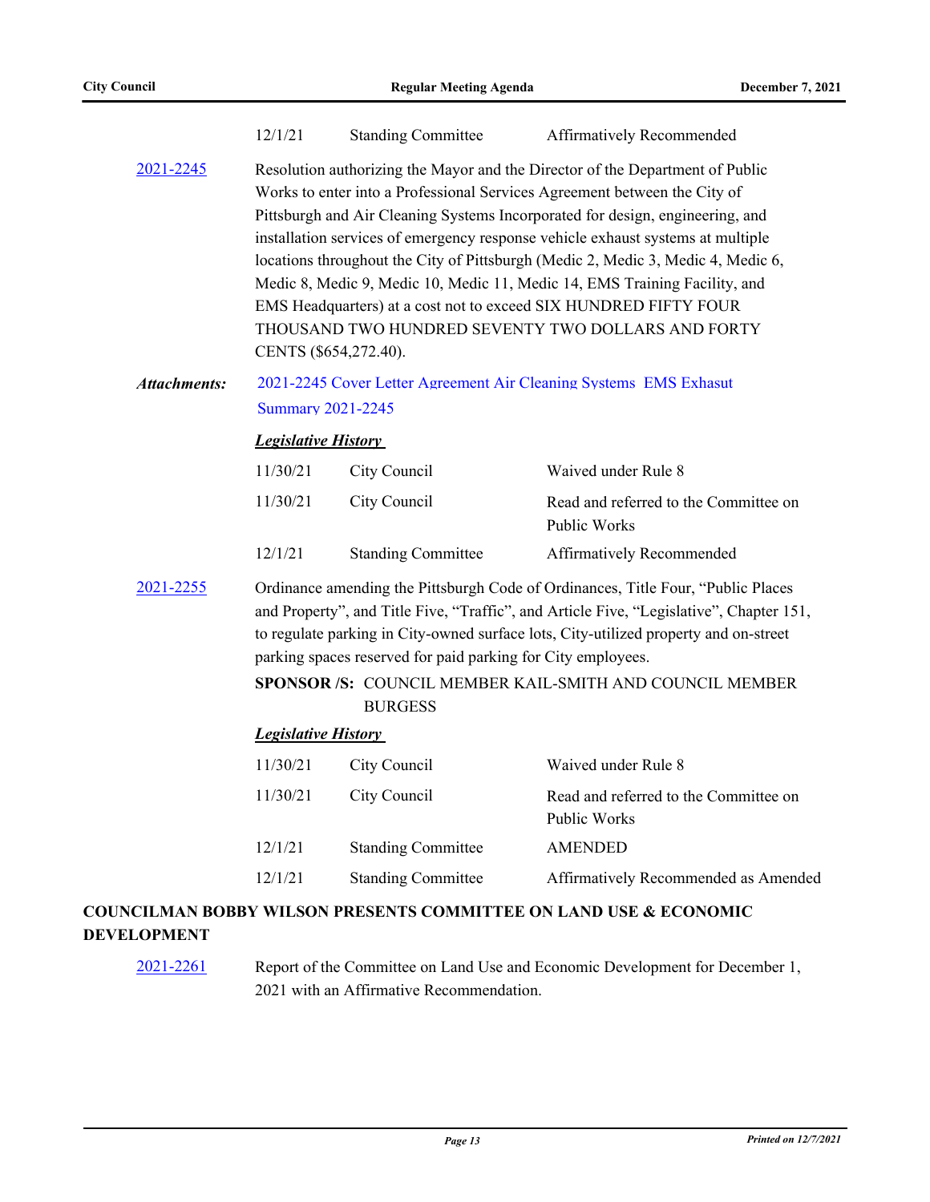| | | |
|---|---|---|
| 12/1/21 | Standing Committee | Affirmatively Recommended |

[2021-2245](#) Resolution authorizing the Mayor and the Director of the Department of Public Works to enter into a Professional Services Agreement between the City of Pittsburgh and Air Cleaning Systems Incorporated for design, engineering, and installation services of emergency response vehicle exhaust systems at multiple locations throughout the City of Pittsburgh (Medic 2, Medic 3, Medic 4, Medic 6, Medic 8, Medic 9, Medic 10, Medic 11, Medic 14, EMS Training Facility, and EMS Headquarters) at a cost not to exceed SIX HUNDRED FIFTY FOUR THOUSAND TWO HUNDRED SEVENTY TWO DOLLARS AND FORTY CENTS ($654,272.40).

***Attachments:*** 2021-2245 Cover Letter Agreement Air Cleaning Systems EMS Exhaust
Summary 2021-2245

***Legislative History***

| | | |
|---|---|---|
| 11/30/21 | City Council | Waived under Rule 8 |
| 11/30/21 | City Council | Read and referred to the Committee on Public Works |
| 12/1/21 | Standing Committee | Affirmatively Recommended |

[2021-2255](#) Ordinance amending the Pittsburgh Code of Ordinances, Title Four, "Public Places and Property", and Title Five, "Traffic", and Article Five, "Legislative", Chapter 151, to regulate parking in City-owned surface lots, City-utilized property and on-street parking spaces reserved for paid parking for City employees.

**SPONSOR /S:** COUNCIL MEMBER KAIL-SMITH AND COUNCIL MEMBER BURGESS

***Legislative History***

| | | |
|---|---|---|
| 11/30/21 | City Council | Waived under Rule 8 |
| 11/30/21 | City Council | Read and referred to the Committee on Public Works |
| 12/1/21 | Standing Committee | AMENDED |
| 12/1/21 | Standing Committee | Affirmatively Recommended as Amended |

**COUNCILMAN BOBBY WILSON PRESENTS COMMITTEE ON LAND USE & ECONOMIC DEVELOPMENT**

[2021-2261](#) Report of the Committee on Land Use and Economic Development for December 1, 2021 with an Affirmative Recommendation.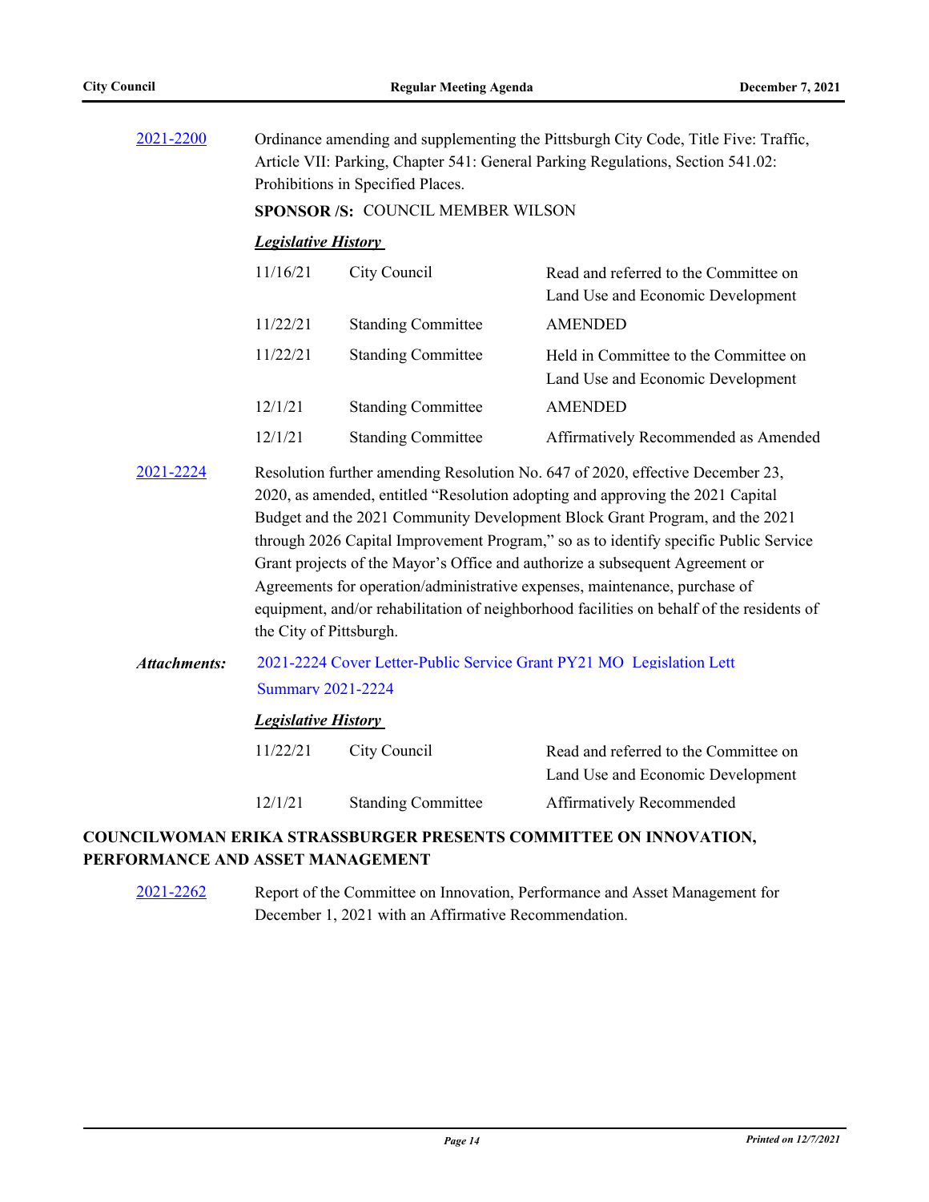[2021-2200](#) Ordinance amending and supplementing the Pittsburgh City Code, Title Five: Traffic, Article VII: Parking, Chapter 541: General Parking Regulations, Section 541.02: Prohibitions in Specified Places.

**SPONSOR /S:** COUNCIL MEMBER WILSON

***Legislative History***

| | | |
|---|---|---|
| 11/16/21 | City Council | Read and referred to the Committee on Land Use and Economic Development |
| 11/22/21 | Standing Committee | AMENDED |
| 11/22/21 | Standing Committee | Held in Committee to the Committee on Land Use and Economic Development |
| 12/1/21 | Standing Committee | AMENDED |
| 12/1/21 | Standing Committee | Affirmatively Recommended as Amended |

[2021-2224](#) Resolution further amending Resolution No. 647 of 2020, effective December 23, 2020, as amended, entitled "Resolution adopting and approving the 2021 Capital Budget and the 2021 Community Development Block Grant Program, and the 2021 through 2026 Capital Improvement Program," so as to identify specific Public Service Grant projects of the Mayor's Office and authorize a subsequent Agreement or Agreements for operation/administrative expenses, maintenance, purchase of equipment, and/or rehabilitation of neighborhood facilities on behalf of the residents of the City of Pittsburgh.

***Attachments:*** [2021-2224 Cover Letter-Public Service Grant PY21 MO Legislation Lett](#)
[Summary 2021-2224](#)

***Legislative History***

| | | |
|---|---|---|
| 11/22/21 | City Council | Read and referred to the Committee on Land Use and Economic Development |
| 12/1/21 | Standing Committee | Affirmatively Recommended |

## COUNCILWOMAN ERIKA STRASSBURGER PRESENTS COMMITTEE ON INNOVATION, PERFORMANCE AND ASSET MANAGEMENT

[2021-2262](#) Report of the Committee on Innovation, Performance and Asset Management for December 1, 2021 with an Affirmative Recommendation.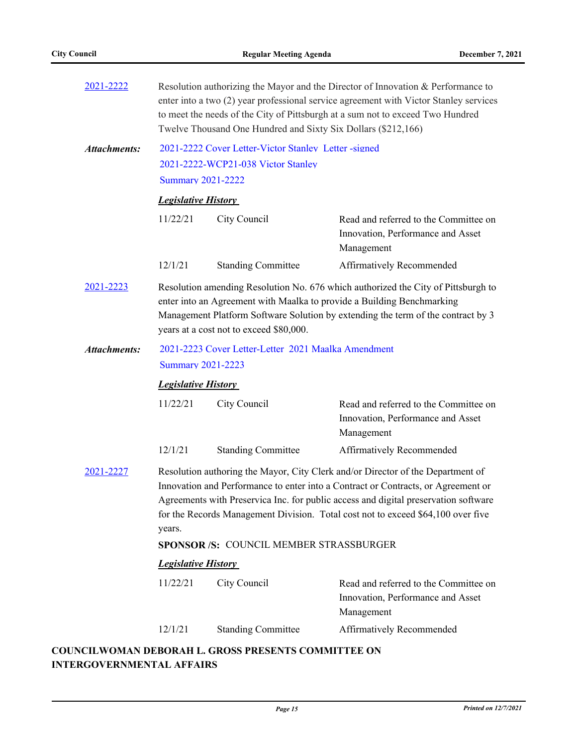[2021-2222](2021-2222) Resolution authorizing the Mayor and the Director of Innovation & Performance to enter into a two (2) year professional service agreement with Victor Stanley services to meet the needs of the City of Pittsburgh at a sum not to exceed Two Hundred Twelve Thousand One Hundred and Sixty Six Dollars ($212,166)

***Attachments:*** 2021-2222 Cover Letter-Victor Stanley Letter -signed
2021-2222-WCP21-038 Victor Stanley
Summary 2021-2222

***Legislative History***

| | | |
|---|---|---|
| 11/22/21 | City Council | Read and referred to the Committee on Innovation, Performance and Asset Management |
| 12/1/21 | Standing Committee | Affirmatively Recommended |

[2021-2223](2021-2223) Resolution amending Resolution No. 676 which authorized the City of Pittsburgh to enter into an Agreement with Maalka to provide a Building Benchmarking Management Platform Software Solution by extending the term of the contract by 3 years at a cost not to exceed $80,000.

***Attachments:*** 2021-2223 Cover Letter-Letter 2021 Maalka Amendment
Summary 2021-2223

***Legislative History***

| | | |
|---|---|---|
| 11/22/21 | City Council | Read and referred to the Committee on Innovation, Performance and Asset Management |
| 12/1/21 | Standing Committee | Affirmatively Recommended |

[2021-2227](2021-2227) Resolution authoring the Mayor, City Clerk and/or Director of the Department of Innovation and Performance to enter into a Contract or Contracts, or Agreement or Agreements with Preservica Inc. for public access and digital preservation software for the Records Management Division. Total cost not to exceed $64,100 over five years.

**SPONSOR /S:** COUNCIL MEMBER STRASSBURGER

***Legislative History***

| | | |
|---|---|---|
| 11/22/21 | City Council | Read and referred to the Committee on Innovation, Performance and Asset Management |
| 12/1/21 | Standing Committee | Affirmatively Recommended |

**COUNCILWOMAN DEBORAH L. GROSS PRESENTS COMMITTEE ON INTERGOVERNMENTAL AFFAIRS**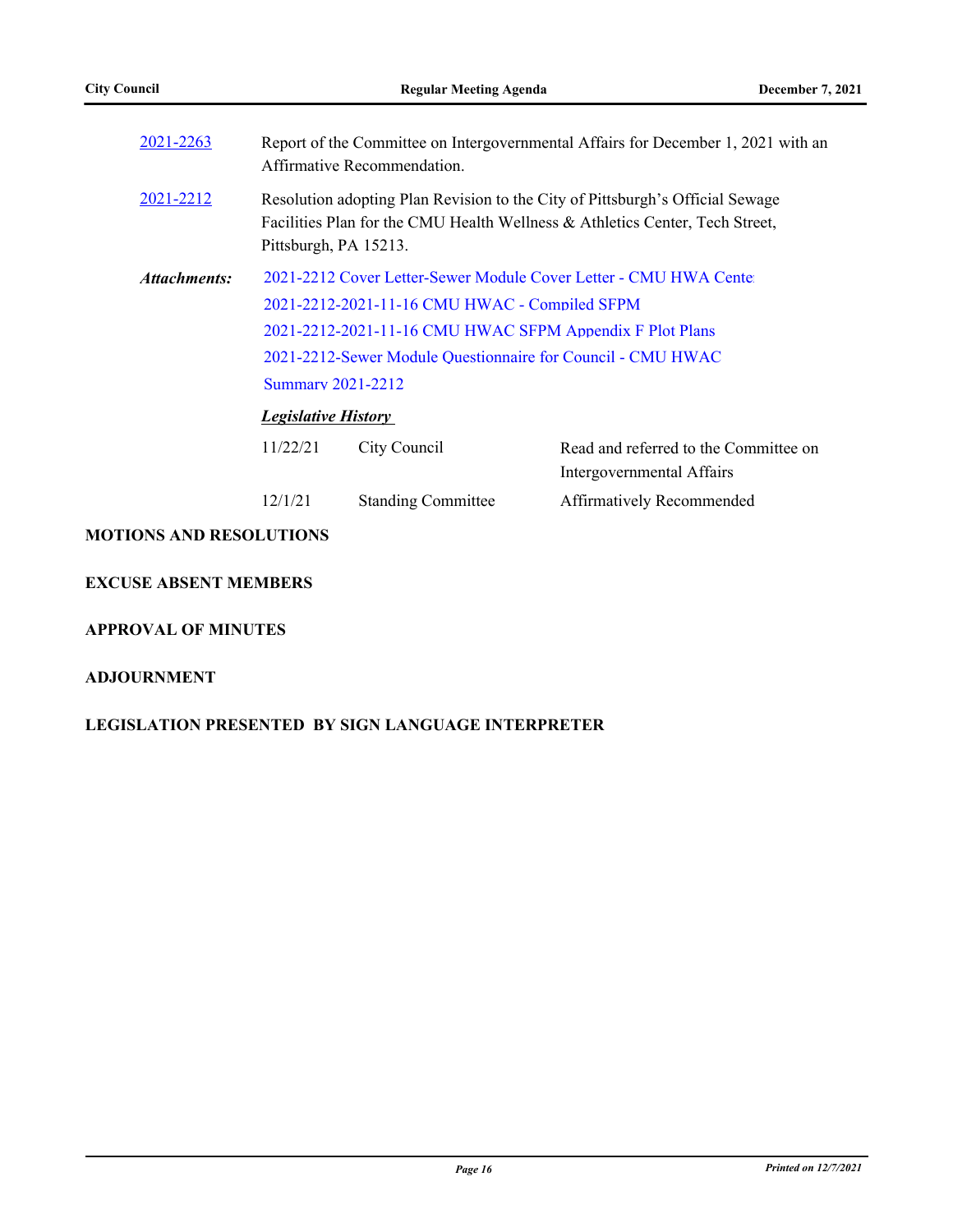2021-2263 Report of the Committee on Intergovernmental Affairs for December 1, 2021 with an Affirmative Recommendation.

2021-2212 Resolution adopting Plan Revision to the City of Pittsburgh's Official Sewage Facilities Plan for the CMU Health Wellness & Athletics Center, Tech Street, Pittsburgh, PA 15213.

***Attachments:***
2021-2212 Cover Letter-Sewer Module Cover Letter - CMU HWA Cente
2021-2212-2021-11-16 CMU HWAC - Compiled SFPM
2021-2212-2021-11-16 CMU HWAC SFPM Appendix F Plot Plans
2021-2212-Sewer Module Questionnaire for Council - CMU HWAC
Summary 2021-2212

***Legislative History***

| | | |
|---|---|---|
| 11/22/21 | City Council | Read and referred to the Committee on Intergovernmental Affairs |
| 12/1/21 | Standing Committee | Affirmatively Recommended |

**MOTIONS AND RESOLUTIONS**

**EXCUSE ABSENT MEMBERS**

**APPROVAL OF MINUTES**

**ADJOURNMENT**

**LEGISLATION PRESENTED BY SIGN LANGUAGE INTERPRETER**